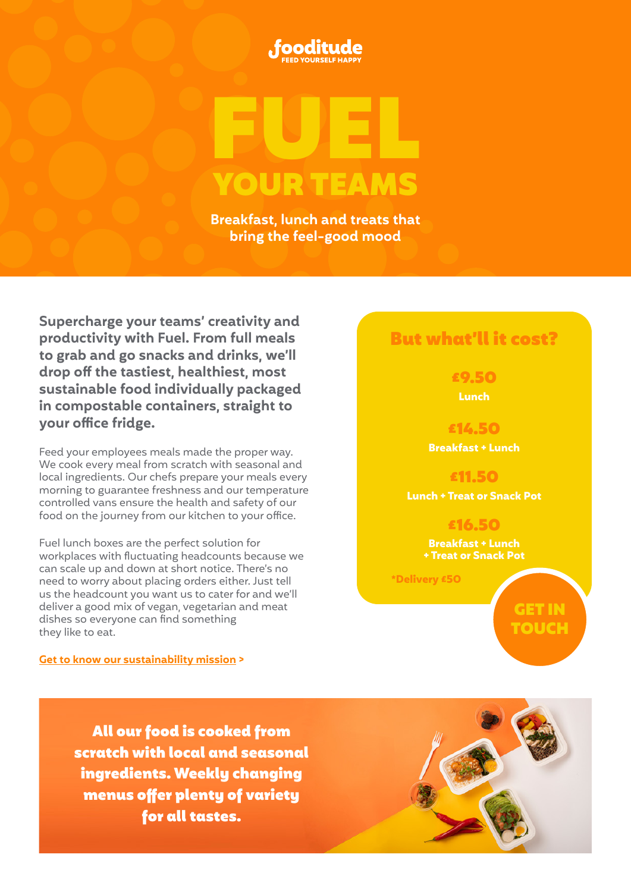fooditude

FEED YOURSELF HAPPY

# FUEL YOUR TEAMS

**Breakfast, lunch and treats that bring the feel-good mood**

**Supercharge your teams' creativity and productivity with Fuel. From full meals to grab and go snacks and drinks, we'll drop off the tastiest, healthiest, most sustainable food individually packaged in compostable containers, straight to your office fridge.**

Feed your employees meals made the proper way. We cook every meal from scratch with seasonal and local ingredients. Our chefs prepare your meals every morning to guarantee freshness and our temperature controlled vans ensure the health and safety of our food on the journey from our kitchen to your office.

Fuel lunch boxes are the perfect solution for workplaces with fluctuating headcounts because we can scale up and down at short notice. There's no need to worry about placing orders either. Just tell us the headcount you want us to cater for and we'll deliver a good mix of vegan, vegetarian and meat dishes so everyone can find something they like to eat.

Get to know our sustainability mission >

## But what'll it cost?

**£9.50**
Lunch

**£14.50**
Breakfast + Lunch

**£11.50**
Lunch + Treat or Snack Pot

**£16.50**
Breakfast + Lunch + Treat or Snack Pot

*Delivery £50

**GET IN TOUCH**

**All our food is cooked from scratch with local and seasonal ingredients. Weekly changing menus offer plenty of variety for all tastes.**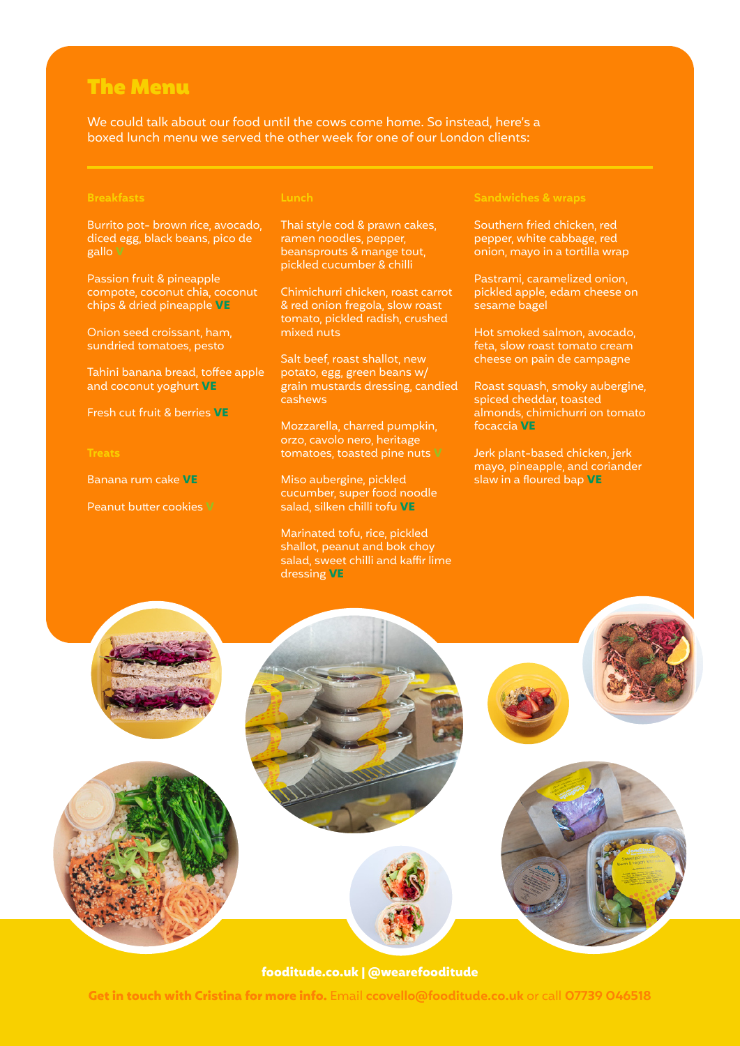# The Menu

We could talk about our food until the cows come home. So instead, here's a boxed lunch menu we served the other week for one of our London clients:

## Breakfasts

Burrito pot- brown rice, avocado, diced egg, black beans, pico de gallo **V**

Passion fruit & pineapple compote, coconut chia, coconut chips & dried pineapple **VE**

Onion seed croissant, ham, sundried tomatoes, pesto

Tahini banana bread, toffee apple and coconut yoghurt **VE**

Fresh cut fruit & berries **VE**

## Treats

Banana rum cake **VE**

Peanut butter cookies **V**

## Lunch

Thai style cod & prawn cakes, ramen noodles, pepper, beansprouts & mange tout, pickled cucumber & chilli

Chimichurri chicken, roast carrot & red onion fregola, slow roast tomato, pickled radish, crushed mixed nuts

Salt beef, roast shallot, new potato, egg, green beans w/ grain mustards dressing, candied cashews

Mozzarella, charred pumpkin, orzo, cavolo nero, heritage tomatoes, toasted pine nuts **V**

Miso aubergine, pickled cucumber, super food noodle salad, silken chilli tofu **VE**

Marinated tofu, rice, pickled shallot, peanut and bok choy salad, sweet chilli and kaffir lime dressing **VE**

## Sandwiches & wraps

Southern fried chicken, red pepper, white cabbage, red onion, mayo in a tortilla wrap

Pastrami, caramelized onion, pickled apple, edam cheese on sesame bagel

Hot smoked salmon, avocado, feta, slow roast tomato cream cheese on pain de campagne

Roast squash, smoky aubergine, spiced cheddar, toasted almonds, chimichurri on tomato focaccia **VE**

Jerk plant-based chicken, jerk mayo, pineapple, and coriander slaw in a floured bap **VE**

**fooditude.co.uk | @wearefooditude**

**Get in touch with Cristina for more info.** Email **ccovello@fooditude.co.uk** or call **07739 046518**